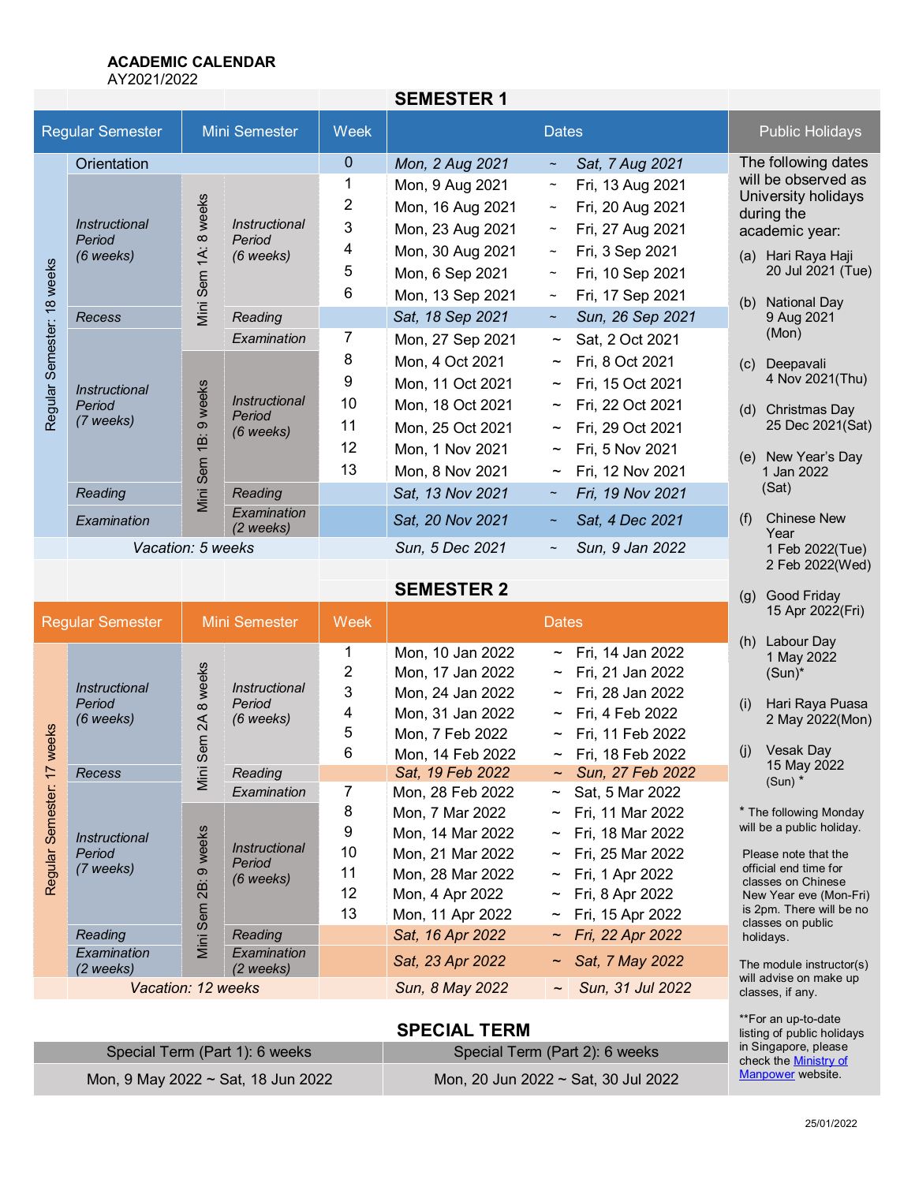**ACADEMIC CALENDAR**
AY2021/2022

## SEMESTER 1

| Regular Semester | | Mini Semester | | Week | Dates | | |
|---|---|---|---|---|---|---|---|
| Regular Semester: 18 weeks | Orientation | | | 0 | *Mon, 2 Aug 2021* | ~ | *Sat, 7 Aug 2021* |
| | *Instructional Period (6 weeks)* | Mini Sem 1A: 8 weeks | *Instructional Period (6 weeks)* | 1 | Mon, 9 Aug 2021 | ~ | Fri, 13 Aug 2021 |
| | | | | 2 | Mon, 16 Aug 2021 | ~ | Fri, 20 Aug 2021 |
| | | | | 3 | Mon, 23 Aug 2021 | ~ | Fri, 27 Aug 2021 |
| | | | | 4 | Mon, 30 Aug 2021 | ~ | Fri, 3 Sep 2021 |
| | | | | 5 | Mon, 6 Sep 2021 | ~ | Fri, 10 Sep 2021 |
| | | | | 6 | Mon, 13 Sep 2021 | ~ | Fri, 17 Sep 2021 |
| | *Recess* | | *Reading* | | *Sat, 18 Sep 2021* | ~ | *Sun, 26 Sep 2021* |
| | *Instructional Period (7 weeks)* | | *Examination* | 7 | Mon, 27 Sep 2021 | ~ | Sat, 2 Oct 2021 |
| | | Mini Sem 1B: 9 weeks | *Instructional Period (6 weeks)* | 8 | Mon, 4 Oct 2021 | ~ | Fri, 8 Oct 2021 |
| | | | | 9 | Mon, 11 Oct 2021 | ~ | Fri, 15 Oct 2021 |
| | | | | 10 | Mon, 18 Oct 2021 | ~ | Fri, 22 Oct 2021 |
| | | | | 11 | Mon, 25 Oct 2021 | ~ | Fri, 29 Oct 2021 |
| | | | | 12 | Mon, 1 Nov 2021 | ~ | Fri, 5 Nov 2021 |
| | | | | 13 | Mon, 8 Nov 2021 | ~ | Fri, 12 Nov 2021 |
| | *Reading* | | *Reading* | | *Sat, 13 Nov 2021* | ~ | *Fri, 19 Nov 2021* |
| | *Examination* | | *Examination (2 weeks)* | | *Sat, 20 Nov 2021* | ~ | *Sat, 4 Dec 2021* |
| | *Vacation: 5 weeks* | | | | *Sun, 5 Dec 2021* | ~ | *Sun, 9 Jan 2022* |

## SEMESTER 2

| Regular Semester | | Mini Semester | | Week | Dates | | |
|---|---|---|---|---|---|---|---|
| Regular Semester: 17 weeks | *Instructional Period (6 weeks)* | Mini Sem 2A 8 weeks | *Instructional Period (6 weeks)* | 1 | Mon, 10 Jan 2022 | ~ | Fri, 14 Jan 2022 |
| | | | | 2 | Mon, 17 Jan 2022 | ~ | Fri, 21 Jan 2022 |
| | | | | 3 | Mon, 24 Jan 2022 | ~ | Fri, 28 Jan 2022 |
| | | | | 4 | Mon, 31 Jan 2022 | ~ | Fri, 4 Feb 2022 |
| | | | | 5 | Mon, 7 Feb 2022 | ~ | Fri, 11 Feb 2022 |
| | | | | 6 | Mon, 14 Feb 2022 | ~ | Fri, 18 Feb 2022 |
| | *Recess* | | *Reading* | | *Sat, 19 Feb 2022* | ~ | *Sun, 27 Feb 2022* |
| | *Instructional Period (7 weeks)* | | *Examination* | 7 | Mon, 28 Feb 2022 | ~ | Sat, 5 Mar 2022 |
| | | Mini Sem 2B: 9 weeks | *Instructional Period (6 weeks)* | 8 | Mon, 7 Mar 2022 | ~ | Fri, 11 Mar 2022 |
| | | | | 9 | Mon, 14 Mar 2022 | ~ | Fri, 18 Mar 2022 |
| | | | | 10 | Mon, 21 Mar 2022 | ~ | Fri, 25 Mar 2022 |
| | | | | 11 | Mon, 28 Mar 2022 | ~ | Fri, 1 Apr 2022 |
| | | | | 12 | Mon, 4 Apr 2022 | ~ | Fri, 8 Apr 2022 |
| | | | | 13 | Mon, 11 Apr 2022 | ~ | Fri, 15 Apr 2022 |
| | *Reading* | | *Reading* | | *Sat, 16 Apr 2022* | ~ | *Fri, 22 Apr 2022* |
| | *Examination (2 weeks)* | | *Examination (2 weeks)* | | *Sat, 23 Apr 2022* | ~ | *Sat, 7 May 2022* |
| | *Vacation: 12 weeks* | | | | *Sun, 8 May 2022* | ~ | *Sun, 31 Jul 2022* |

## SPECIAL TERM

| Special Term (Part 1): 6 weeks | Special Term (Part 2): 6 weeks |
|---|---|
| Mon, 9 May 2022 ~ Sat, 18 Jun 2022 | Mon, 20 Jun 2022 ~ Sat, 30 Jul 2022 |

## Public Holidays

The following dates will be observed as University holidays during the academic year:

(a) Hari Raya Haji
20 Jul 2021 (Tue)

(b) National Day
9 Aug 2021 (Mon)

(c) Deepavali
4 Nov 2021(Thu)

(d) Christmas Day
25 Dec 2021(Sat)

(e) New Year's Day
1 Jan 2022 (Sat)

(f) Chinese New Year
1 Feb 2022(Tue)
2 Feb 2022(Wed)

(g) Good Friday
15 Apr 2022(Fri)

(h) Labour Day
1 May 2022 (Sun)*

(i) Hari Raya Puasa
2 May 2022(Mon)

(j) Vesak Day
15 May 2022 (Sun) *

* The following Monday will be a public holiday.

Please note that the official end time for classes on Chinese New Year eve (Mon-Fri) is 2pm. There will be no classes on public holidays.

The module instructor(s) will advise on make up classes, if any.

**For an up-to-date listing of public holidays in Singapore, please check the Ministry of Manpower website.

25/01/2022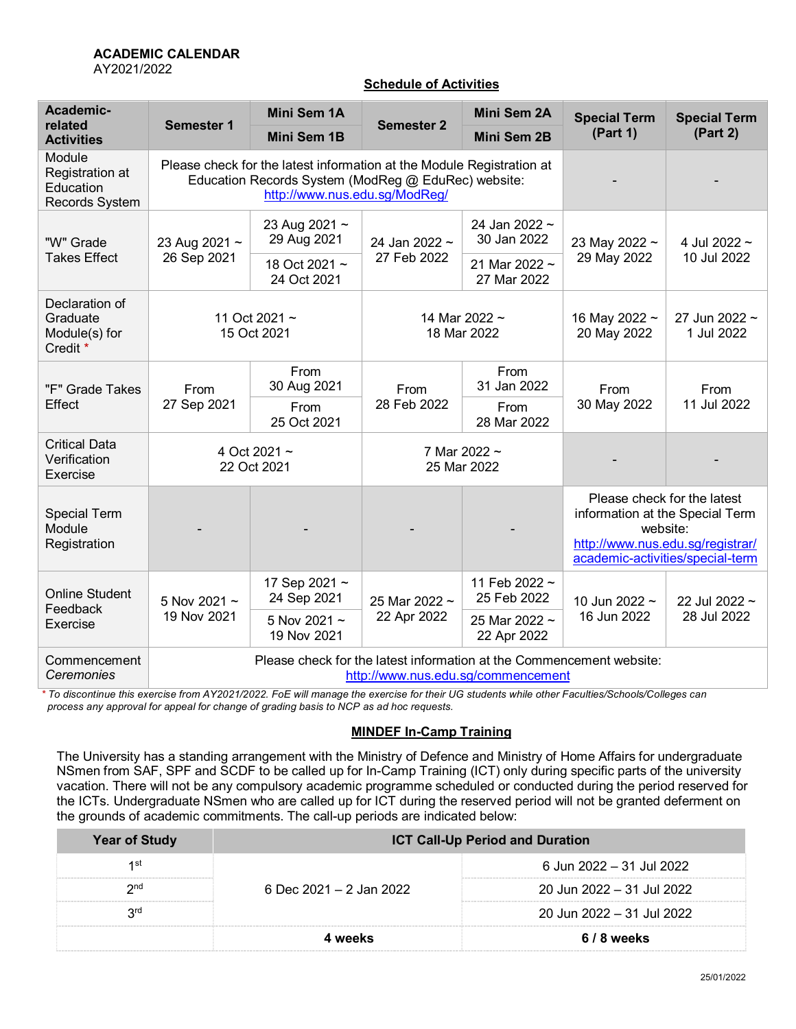**ACADEMIC CALENDAR**
AY2021/2022

**Schedule of Activities**

| Academic-related Activities | Semester 1 | Mini Sem 1A / Mini Sem 1B | Semester 2 | Mini Sem 2A / Mini Sem 2B | Special Term (Part 1) | Special Term (Part 2) |
|---|---|---|---|---|---|---|
| Module Registration at Education Records System | Please check for the latest information at the Module Registration at Education Records System (ModReg @ EduRec) website: http://www.nus.edu.sg/ModReg/ | | | | - | - |
| "W" Grade Takes Effect | 23 Aug 2021 ~ 26 Sep 2021 | 23 Aug 2021 ~ 29 Aug 2021<br>18 Oct 2021 ~ 24 Oct 2021 | 24 Jan 2022 ~ 27 Feb 2022 | 24 Jan 2022 ~ 30 Jan 2022<br>21 Mar 2022 ~ 27 Mar 2022 | 23 May 2022 ~ 29 May 2022 | 4 Jul 2022 ~ 10 Jul 2022 |
| Declaration of Graduate Module(s) for Credit * | 11 Oct 2021 ~ 15 Oct 2021 | | 14 Mar 2022 ~ 18 Mar 2022 | | 16 May 2022 ~ 20 May 2022 | 27 Jun 2022 ~ 1 Jul 2022 |
| "F" Grade Takes Effect | From 27 Sep 2021 | From 30 Aug 2021<br>From 25 Oct 2021 | From 28 Feb 2022 | From 31 Jan 2022<br>From 28 Mar 2022 | From 30 May 2022 | From 11 Jul 2022 |
| Critical Data Verification Exercise | 4 Oct 2021 ~ 22 Oct 2021 | | 7 Mar 2022 ~ 25 Mar 2022 | | - | - |
| Special Term Module Registration | - | - | - | - | Please check for the latest information at the Special Term website: http://www.nus.edu.sg/registrar/academic-activities/special-term | |
| Online Student Feedback Exercise | 5 Nov 2021 ~ 19 Nov 2021 | 17 Sep 2021 ~ 24 Sep 2021<br>5 Nov 2021 ~ 19 Nov 2021 | 25 Mar 2022 ~ 22 Apr 2022 | 11 Feb 2022 ~ 25 Feb 2022<br>25 Mar 2022 ~ 22 Apr 2022 | 10 Jun 2022 ~ 16 Jun 2022 | 22 Jul 2022 ~ 28 Jul 2022 |
| Commencement Ceremonies | Please check for the latest information at the Commencement website: http://www.nus.edu.sg/commencement | | | | | |

\* *To discontinue this exercise from AY2021/2022. FoE will manage the exercise for their UG students while other Faculties/Schools/Colleges can process any approval for appeal for change of grading basis to NCP as ad hoc requests.*

**MINDEF In-Camp Training**

The University has a standing arrangement with the Ministry of Defence and Ministry of Home Affairs for undergraduate NSmen from SAF, SPF and SCDF to be called up for In-Camp Training (ICT) only during specific parts of the university vacation. There will not be any compulsory academic programme scheduled or conducted during the period reserved for the ICTs. Undergraduate NSmen who are called up for ICT during the reserved period will not be granted deferment on the grounds of academic commitments. The call-up periods are indicated below:

| Year of Study | ICT Call-Up Period and Duration | |
|---|---|---|
| 1st | 6 Dec 2021 – 2 Jan 2022 | 6 Jun 2022 – 31 Jul 2022 |
| 2nd | | 20 Jun 2022 – 31 Jul 2022 |
| 3rd | | 20 Jun 2022 – 31 Jul 2022 |
| | **4 weeks** | **6 / 8 weeks** |

25/01/2022